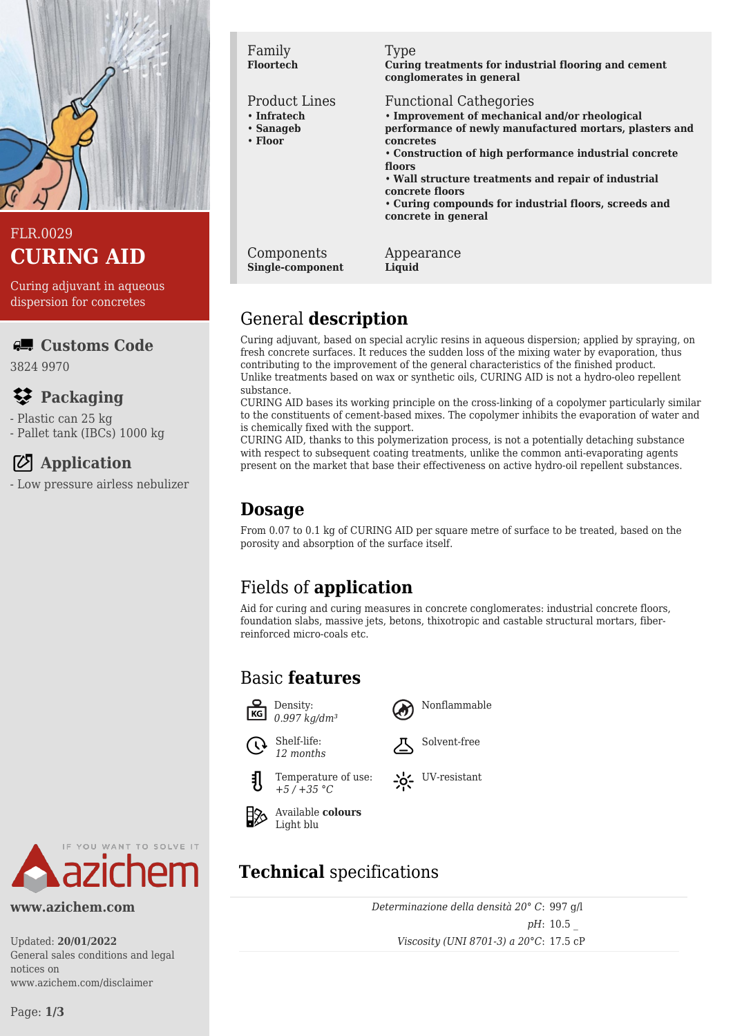FLR.0029

# CURING AID

Curing adjuvant in aqueous dispersion for concretes

## Customs Code

3824 9970

## Packaging

- Plastic can 25 kg
- Pallet tank (IBCs) 1000 kg

## Application

- Low pressure airless nebulizer

www.azichem.com

Updated: **20/01/2022**
General sales conditions and legal notices on www.azichem.com/disclaimer

| Family | Type |
|---|---|
| **Floortech** | **Curing treatments for industrial flooring and cement conglomerates in general** |

**Product Lines**
- **Infratech**
- **Sanageb**
- **Floor**

**Functional Cathegories**
- **Improvement of mechanical and/or rheological performance of newly manufactured mortars, plasters and concretes**
- **Construction of high performance industrial concrete floors**
- **Wall structure treatments and repair of industrial concrete floors**
- **Curing compounds for industrial floors, screeds and concrete in general**

| Components | Appearance |
|---|---|
| **Single-component** | **Liquid** |

## General **description**

Curing adjuvant, based on special acrylic resins in aqueous dispersion; applied by spraying, on fresh concrete surfaces. It reduces the sudden loss of the mixing water by evaporation, thus contributing to the improvement of the general characteristics of the finished product.
Unlike treatments based on wax or synthetic oils, CURING AID is not a hydro-oleo repellent substance.
CURING AID bases its working principle on the cross-linking of a copolymer particularly similar to the constituents of cement-based mixes. The copolymer inhibits the evaporation of water and is chemically fixed with the support.
CURING AID, thanks to this polymerization process, is not a potentially detaching substance with respect to subsequent coating treatments, unlike the common anti-evaporating agents present on the market that base their effectiveness on active hydro-oil repellent substances.

## **Dosage**

From 0.07 to 0.1 kg of CURING AID per square metre of surface to be treated, based on the porosity and absorption of the surface itself.

## Fields of **application**

Aid for curing and curing measures in concrete conglomerates: industrial concrete floors, foundation slabs, massive jets, betons, thixotropic and castable structural mortars, fiber-reinforced micro-coals etc.

## Basic **features**

- Density: *0.997 kg/dm³*
- Shelf-life: *12 months*
- Temperature of use: *+5 / +35 °C*
- Available **colours** Light blu
- Nonflammable
- Solvent-free
- UV-resistant

## **Technical** specifications

| | |
|---|---|
| *Determinazione della densità 20° C*: | 997 g/l |
| *pH*: | 10.5 _ |
| *Viscosity (UNI 8701-3) a 20°C*: | 17.5 cP |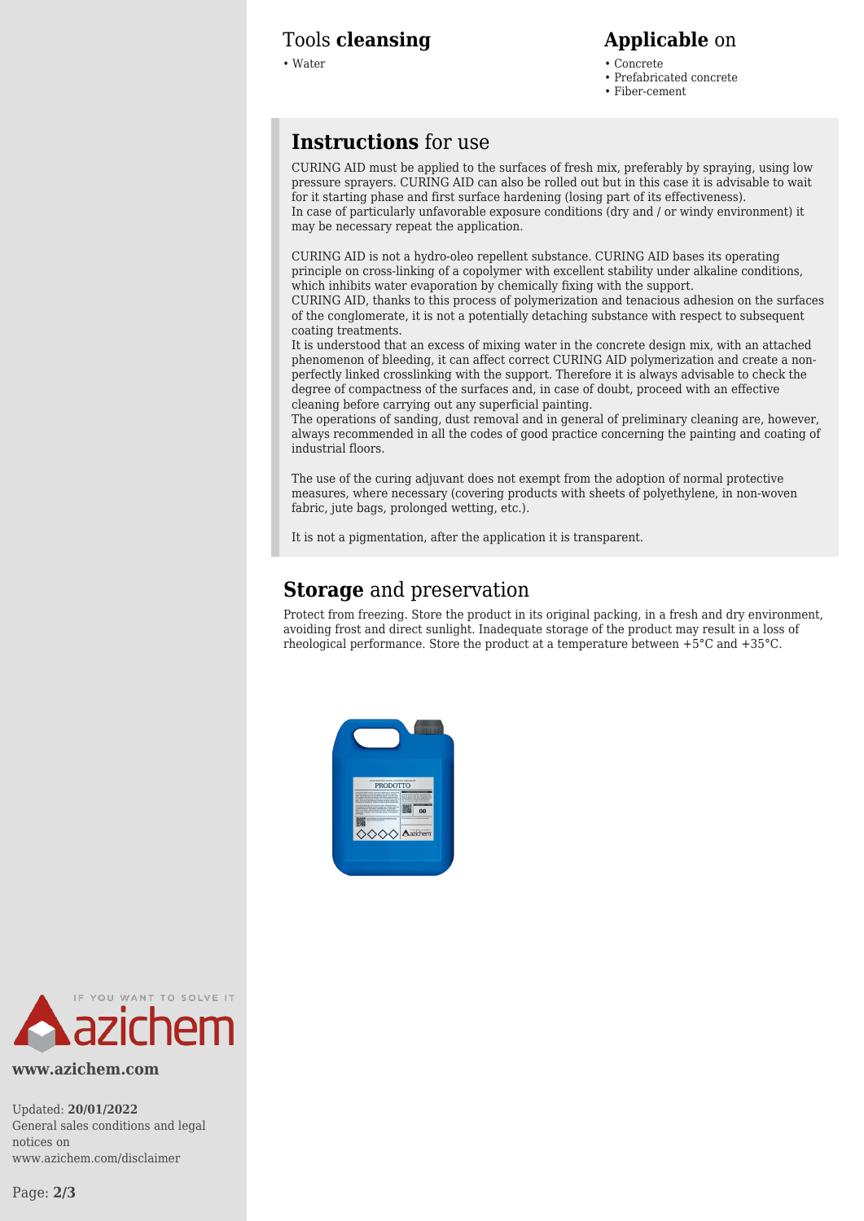## Tools **cleansing**

- Water

## **Applicable** on

- Concrete
- Prefabricated concrete
- Fiber-cement

## **Instructions** for use

CURING AID must be applied to the surfaces of fresh mix, preferably by spraying, using low pressure sprayers. CURING AID can also be rolled out but in this case it is advisable to wait for it starting phase and first surface hardening (losing part of its effectiveness).
In case of particularly unfavorable exposure conditions (dry and / or windy environment) it may be necessary repeat the application.

CURING AID is not a hydro-oleo repellent substance. CURING AID bases its operating principle on cross-linking of a copolymer with excellent stability under alkaline conditions, which inhibits water evaporation by chemically fixing with the support.
CURING AID, thanks to this process of polymerization and tenacious adhesion on the surfaces of the conglomerate, it is not a potentially detaching substance with respect to subsequent coating treatments.
It is understood that an excess of mixing water in the concrete design mix, with an attached phenomenon of bleeding, it can affect correct CURING AID polymerization and create a non-perfectly linked crosslinking with the support. Therefore it is always advisable to check the degree of compactness of the surfaces and, in case of doubt, proceed with an effective cleaning before carrying out any superficial painting.
The operations of sanding, dust removal and in general of preliminary cleaning are, however, always recommended in all the codes of good practice concerning the painting and coating of industrial floors.

The use of the curing adjuvant does not exempt from the adoption of normal protective measures, where necessary (covering products with sheets of polyethylene, in non-woven fabric, jute bags, prolonged wetting, etc.).

It is not a pigmentation, after the application it is transparent.

## **Storage** and preservation

Protect from freezing. Store the product in its original packing, in a fresh and dry environment, avoiding frost and direct sunlight. Inadequate storage of the product may result in a loss of rheological performance. Store the product at a temperature between +5°C and +35°C.

IF YOU WANT TO SOLVE IT azichem

**www.azichem.com**

Updated: **20/01/2022**
General sales conditions and legal notices on www.azichem.com/disclaimer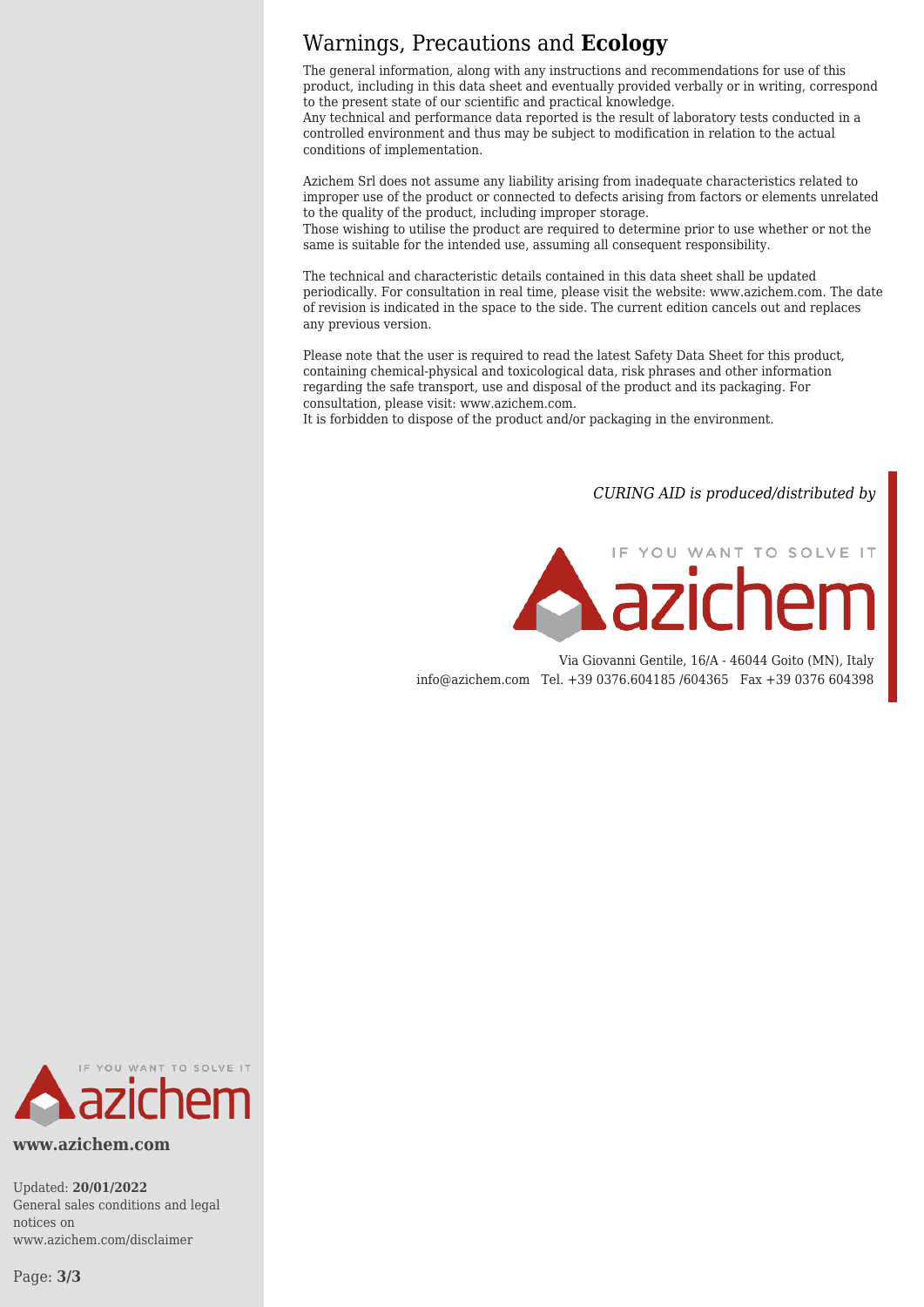# Warnings, Precautions and **Ecology**

The general information, along with any instructions and recommendations for use of this product, including in this data sheet and eventually provided verbally or in writing, correspond to the present state of our scientific and practical knowledge.
Any technical and performance data reported is the result of laboratory tests conducted in a controlled environment and thus may be subject to modification in relation to the actual conditions of implementation.

Azichem Srl does not assume any liability arising from inadequate characteristics related to improper use of the product or connected to defects arising from factors or elements unrelated to the quality of the product, including improper storage.
Those wishing to utilise the product are required to determine prior to use whether or not the same is suitable for the intended use, assuming all consequent responsibility.

The technical and characteristic details contained in this data sheet shall be updated periodically. For consultation in real time, please visit the website: www.azichem.com. The date of revision is indicated in the space to the side. The current edition cancels out and replaces any previous version.

Please note that the user is required to read the latest Safety Data Sheet for this product, containing chemical-physical and toxicological data, risk phrases and other information regarding the safe transport, use and disposal of the product and its packaging. For consultation, please visit: www.azichem.com.
It is forbidden to dispose of the product and/or packaging in the environment.

*CURING AID is produced/distributed by*

IF YOU WANT TO SOLVE IT
azichem

Via Giovanni Gentile, 16/A - 46044 Goito (MN), Italy
info@azichem.com Tel. +39 0376.604185 /604365 Fax +39 0376 604398

IF YOU WANT TO SOLVE IT
azichem

**www.azichem.com**

Updated: **20/01/2022**
General sales conditions and legal notices on www.azichem.com/disclaimer